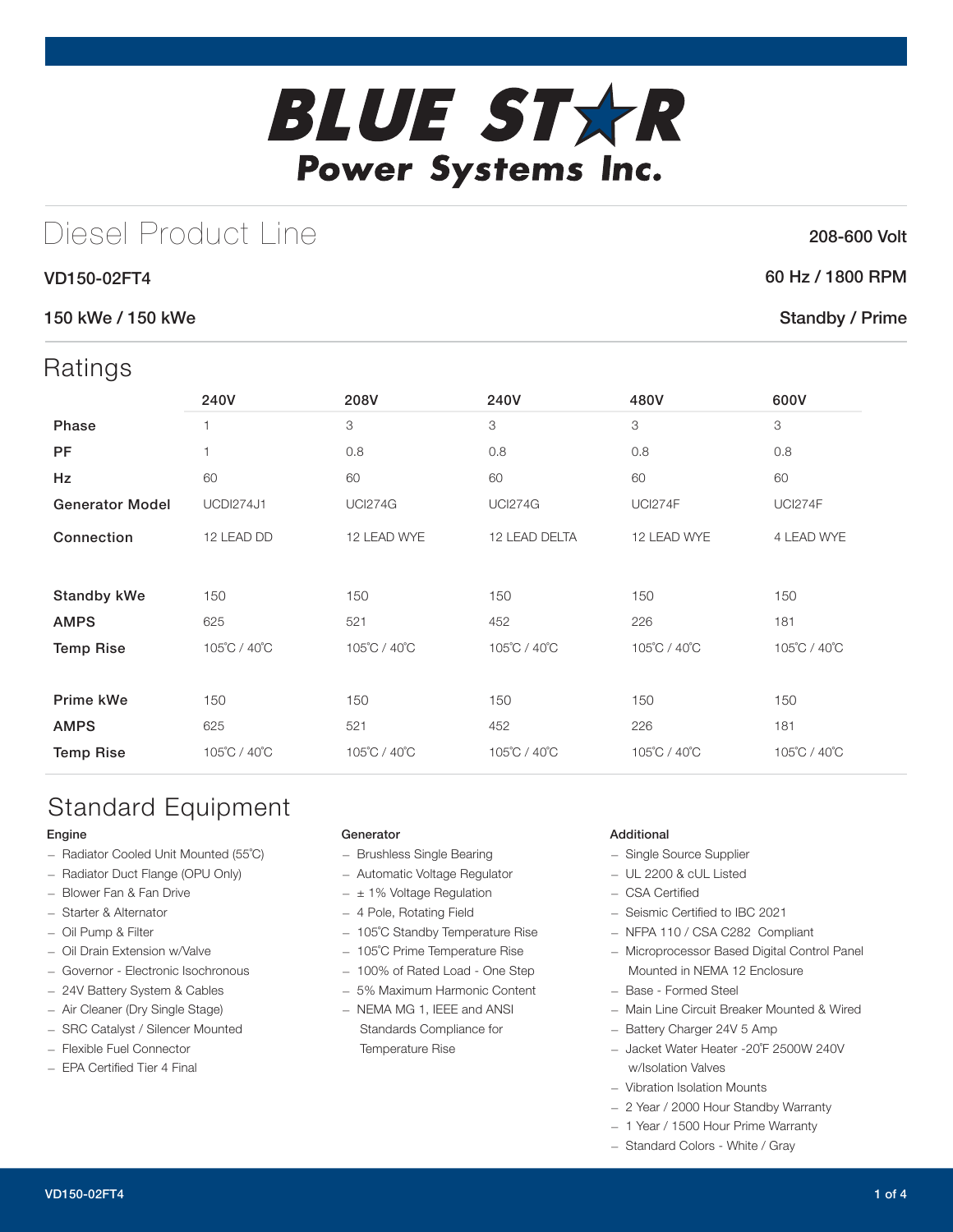# BLUE STAR Power Systems Inc.

## Diesel Product Line

**208-600 Volt**

**VD150-02FT4** — **60 Hz / 1800 RPM**

**150 kWe / 150 kWe** — **Standby / Prime**

## Ratings

| | 240V | 208V | 240V | 480V | 600V |
|---|---|---|---|---|---|
| **Phase** | 1 | 3 | 3 | 3 | 3 |
| **PF** | 1 | 0.8 | 0.8 | 0.8 | 0.8 |
| **Hz** | 60 | 60 | 60 | 60 | 60 |
| **Generator Model** | UCDI274J1 | UCI274G | UCI274G | UCI274F | UCI274F |
| **Connection** | 12 LEAD DD | 12 LEAD WYE | 12 LEAD DELTA | 12 LEAD WYE | 4 LEAD WYE |
| **Standby kWe** | 150 | 150 | 150 | 150 | 150 |
| **AMPS** | 625 | 521 | 452 | 226 | 181 |
| **Temp Rise** | 105˚C / 40˚C | 105˚C / 40˚C | 105˚C / 40˚C | 105˚C / 40˚C | 105˚C / 40˚C |
| **Prime kWe** | 150 | 150 | 150 | 150 | 150 |
| **AMPS** | 625 | 521 | 452 | 226 | 181 |
| **Temp Rise** | 105˚C / 40˚C | 105˚C / 40˚C | 105˚C / 40˚C | 105˚C / 40˚C | 105˚C / 40˚C |

## Standard Equipment

### Engine

- Radiator Cooled Unit Mounted (55˚C)
- Radiator Duct Flange (OPU Only)
- Blower Fan & Fan Drive
- Starter & Alternator
- Oil Pump & Filter
- Oil Drain Extension w/Valve
- Governor - Electronic Isochronous
- 24V Battery System & Cables
- Air Cleaner (Dry Single Stage)
- SRC Catalyst / Silencer Mounted
- Flexible Fuel Connector
- EPA Certified Tier 4 Final

### Generator

- Brushless Single Bearing
- Automatic Voltage Regulator
- ± 1% Voltage Regulation
- 4 Pole, Rotating Field
- 105˚C Standby Temperature Rise
- 105˚C Prime Temperature Rise
- 100% of Rated Load - One Step
- 5% Maximum Harmonic Content
- NEMA MG 1, IEEE and ANSI Standards Compliance for Temperature Rise

### Additional

- Single Source Supplier
- UL 2200 & cUL Listed
- CSA Certified
- Seismic Certified to IBC 2021
- NFPA 110 / CSA C282 Compliant
- Microprocessor Based Digital Control Panel Mounted in NEMA 12 Enclosure
- Base - Formed Steel
- Main Line Circuit Breaker Mounted & Wired
- Battery Charger 24V 5 Amp
- Jacket Water Heater -20˚F 2500W 240V w/Isolation Valves
- Vibration Isolation Mounts
- 2 Year / 2000 Hour Standby Warranty
- 1 Year / 1500 Hour Prime Warranty
- Standard Colors - White / Gray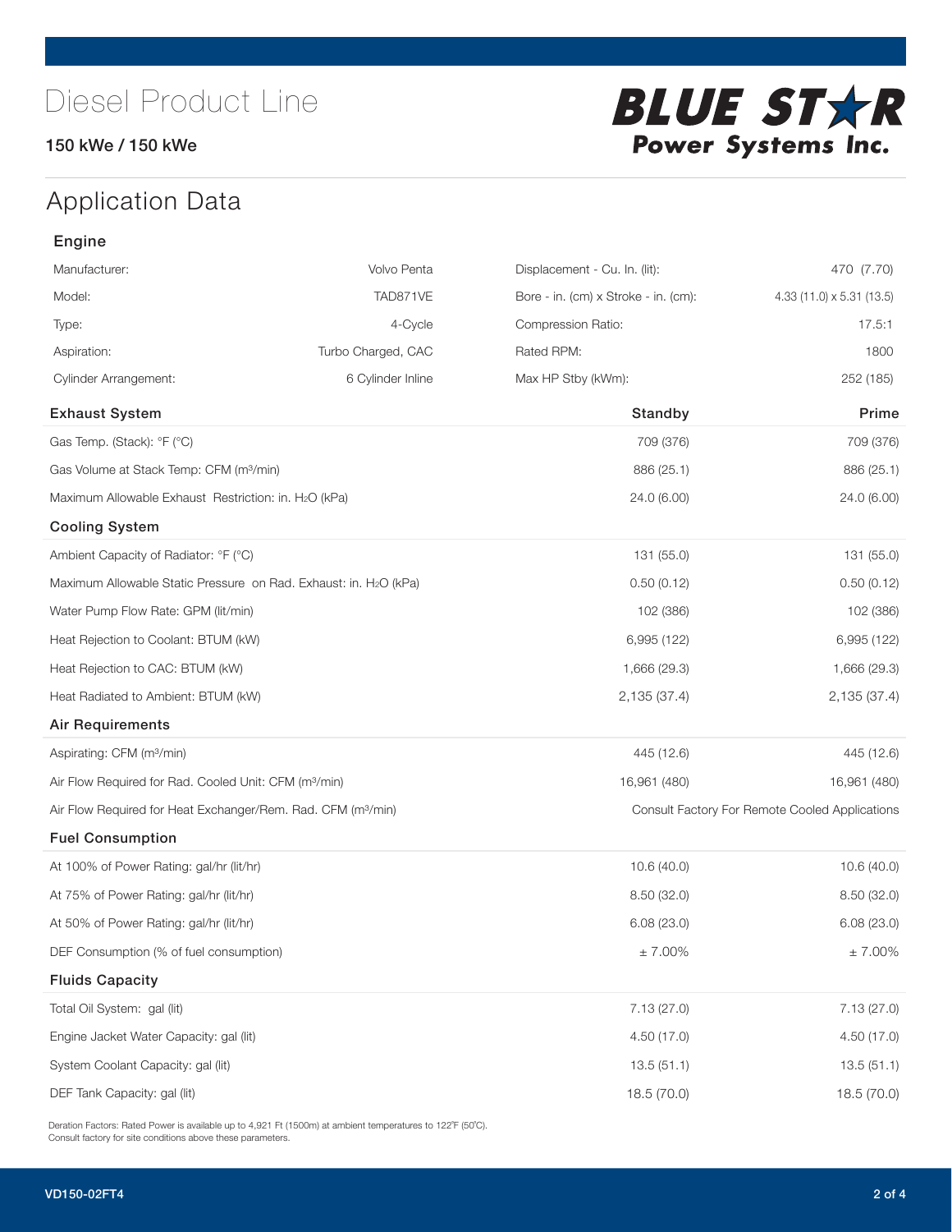# Diesel Product Line

150 kWe / 150 kWe

BLUE STAR Power Systems Inc.

## Application Data

### Engine

| | | | |
|---|---|---|---|
| Manufacturer: | Volvo Penta | Displacement - Cu. In. (lit): | 470 (7.70) |
| Model: | TAD871VE | Bore - in. (cm) x Stroke - in. (cm): | 4.33 (11.0) x 5.31 (13.5) |
| Type: | 4-Cycle | Compression Ratio: | 17.5:1 |
| Aspiration: | Turbo Charged, CAC | Rated RPM: | 1800 |
| Cylinder Arrangement: | 6 Cylinder Inline | Max HP Stby (kWm): | 252 (185) |

| Exhaust System | Standby | Prime |
|---|---|---|
| Gas Temp. (Stack): °F (°C) | 709 (376) | 709 (376) |
| Gas Volume at Stack Temp: CFM (m³/min) | 886 (25.1) | 886 (25.1) |
| Maximum Allowable Exhaust Restriction: in. $H_2O$ (kPa) | 24.0 (6.00) | 24.0 (6.00) |
| **Cooling System** | | |
| Ambient Capacity of Radiator: °F (°C) | 131 (55.0) | 131 (55.0) |
| Maximum Allowable Static Pressure on Rad. Exhaust: in. $H_2O$ (kPa) | 0.50 (0.12) | 0.50 (0.12) |
| Water Pump Flow Rate: GPM (lit/min) | 102 (386) | 102 (386) |
| Heat Rejection to Coolant: BTUM (kW) | 6,995 (122) | 6,995 (122) |
| Heat Rejection to CAC: BTUM (kW) | 1,666 (29.3) | 1,666 (29.3) |
| Heat Radiated to Ambient: BTUM (kW) | 2,135 (37.4) | 2,135 (37.4) |
| **Air Requirements** | | |
| Aspirating: CFM (m³/min) | 445 (12.6) | 445 (12.6) |
| Air Flow Required for Rad. Cooled Unit: CFM (m³/min) | 16,961 (480) | 16,961 (480) |
| Air Flow Required for Heat Exchanger/Rem. Rad. CFM (m³/min) | Consult Factory For Remote Cooled Applications | |
| **Fuel Consumption** | | |
| At 100% of Power Rating: gal/hr (lit/hr) | 10.6 (40.0) | 10.6 (40.0) |
| At 75% of Power Rating: gal/hr (lit/hr) | 8.50 (32.0) | 8.50 (32.0) |
| At 50% of Power Rating: gal/hr (lit/hr) | 6.08 (23.0) | 6.08 (23.0) |
| DEF Consumption (% of fuel consumption) | ± 7.00% | ± 7.00% |
| **Fluids Capacity** | | |
| Total Oil System: gal (lit) | 7.13 (27.0) | 7.13 (27.0) |
| Engine Jacket Water Capacity: gal (lit) | 4.50 (17.0) | 4.50 (17.0) |
| System Coolant Capacity: gal (lit) | 13.5 (51.1) | 13.5 (51.1) |
| DEF Tank Capacity: gal (lit) | 18.5 (70.0) | 18.5 (70.0) |

Deration Factors: Rated Power is available up to 4,921 Ft (1500m) at ambient temperatures to 122°F (50°C).
Consult factory for site conditions above these parameters.

VD150-02FT4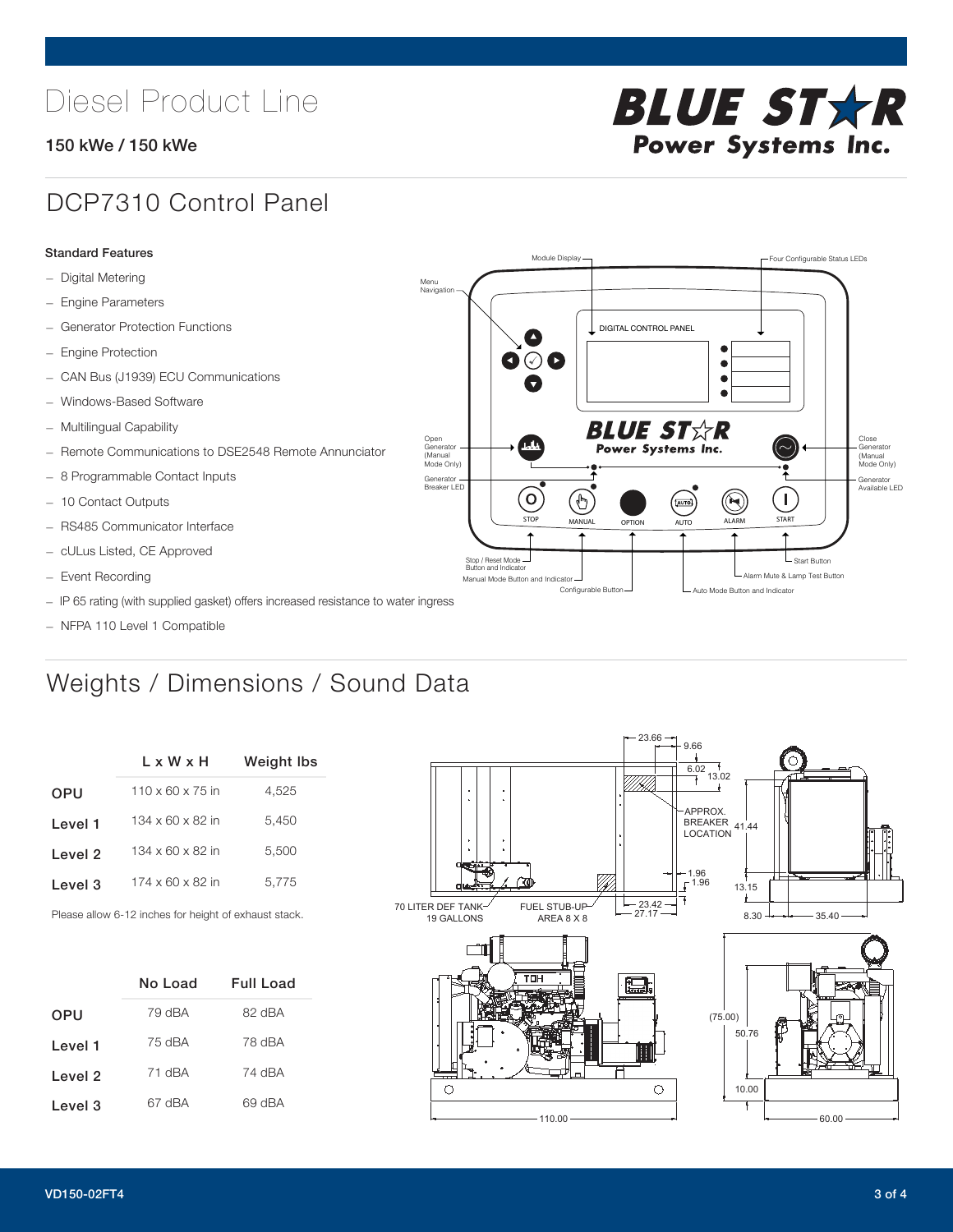# Diesel Product Line

**150 kWe / 150 kWe**

## DCP7310 Control Panel

**Standard Features**

- Digital Metering
- Engine Parameters
- Generator Protection Functions
- Engine Protection
- CAN Bus (J1939) ECU Communications
- Windows-Based Software
- Multilingual Capability
- Remote Communications to DSE2548 Remote Annunciator
- 8 Programmable Contact Inputs
- 10 Contact Outputs
- RS485 Communicator Interface
- cULus Listed, CE Approved
- Event Recording
- IP 65 rating (with supplied gasket) offers increased resistance to water ingress
- NFPA 110 Level 1 Compatible

## Weights / Dimensions / Sound Data

| | L x W x H | Weight lbs |
|---|---|---|
| OPU | 110 x 60 x 75 in | 4,525 |
| Level 1 | 134 x 60 x 82 in | 5,450 |
| Level 2 | 134 x 60 x 82 in | 5,500 |
| Level 3 | 174 x 60 x 82 in | 5,775 |

Please allow 6-12 inches for height of exhaust stack.

| | No Load | Full Load |
|---|---|---|
| OPU | 79 dBA | 82 dBA |
| Level 1 | 75 dBA | 78 dBA |
| Level 2 | 71 dBA | 74 dBA |
| Level 3 | 67 dBA | 69 dBA |

VD150-02FT4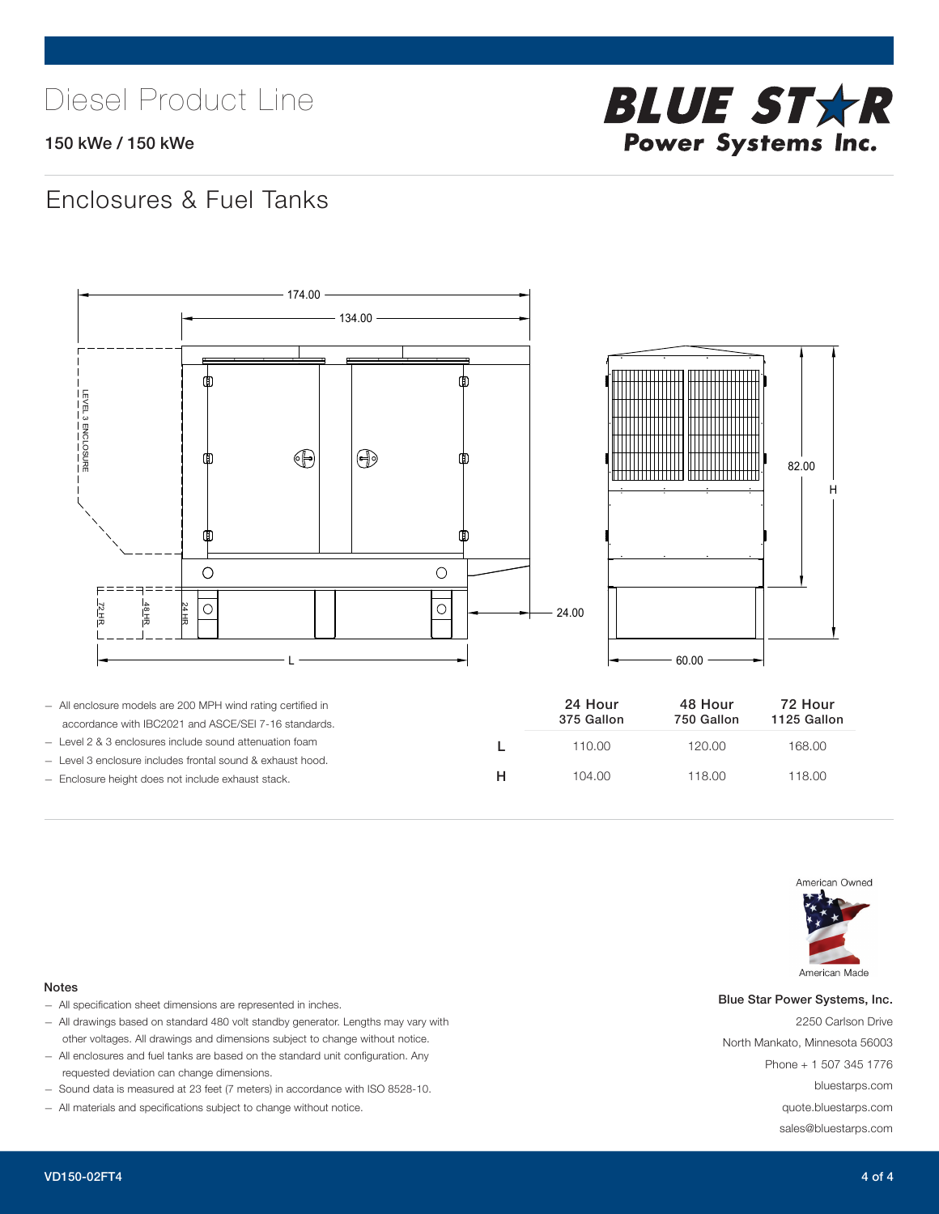# Diesel Product Line

150 kWe / 150 kWe

BLUE STAR Power Systems Inc.

## Enclosures & Fuel Tanks

174.00
134.00
LEVEL 3 ENCLOSURE
72 HR
48 HR
24 HR
24.00
L
82.00
H
60.00

- All enclosure models are 200 MPH wind rating certified in accordance with IBC2021 and ASCE/SEI 7-16 standards.
- Level 2 & 3 enclosures include sound attenuation foam
- Level 3 enclosure includes frontal sound & exhaust hood.
- Enclosure height does not include exhaust stack.

| | 24 Hour 375 Gallon | 48 Hour 750 Gallon | 72 Hour 1125 Gallon |
|---|---|---|---|
| L | 110.00 | 120.00 | 168.00 |
| H | 104.00 | 118.00 | 118.00 |

American Owned
American Made

### Notes

- All specification sheet dimensions are represented in inches.
- All drawings based on standard 480 volt standby generator. Lengths may vary with other voltages. All drawings and dimensions subject to change without notice.
- All enclosures and fuel tanks are based on the standard unit configuration. Any requested deviation can change dimensions.
- Sound data is measured at 23 feet (7 meters) in accordance with ISO 8528-10.
- All materials and specifications subject to change without notice.

**Blue Star Power Systems, Inc.**
2250 Carlson Drive
North Mankato, Minnesota 56003
Phone + 1 507 345 1776
bluestarps.com
quote.bluestarps.com
sales@bluestarps.com

VD150-02FT4